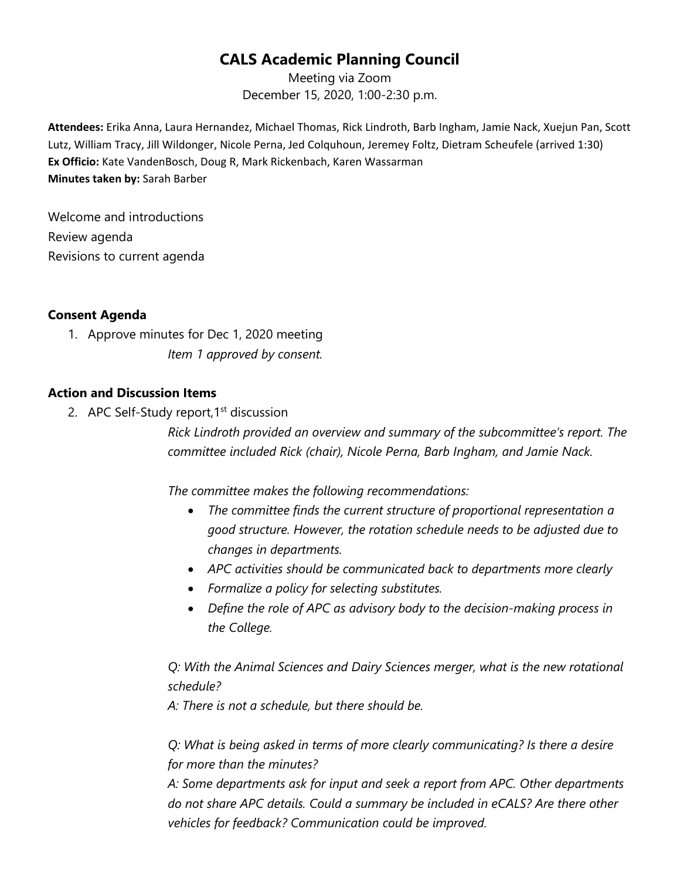# CALS Academic Planning Council

Meeting via Zoom
December 15, 2020, 1:00-2:30 p.m.

**Attendees:** Erika Anna, Laura Hernandez, Michael Thomas, Rick Lindroth, Barb Ingham, Jamie Nack, Xuejun Pan, Scott Lutz, William Tracy, Jill Wildonger, Nicole Perna, Jed Colquhoun, Jeremey Foltz, Dietram Scheufele (arrived 1:30)
**Ex Officio:** Kate VandenBosch, Doug R, Mark Rickenbach, Karen Wassarman
**Minutes taken by:** Sarah Barber

Welcome and introductions
Review agenda
Revisions to current agenda

### Consent Agenda

1. Approve minutes for Dec 1, 2020 meeting

   *Item 1 approved by consent.*

### Action and Discussion Items

2. APC Self-Study report, 1st discussion

   *Rick Lindroth provided an overview and summary of the subcommittee's report. The committee included Rick (chair), Nicole Perna, Barb Ingham, and Jamie Nack.*

   *The committee makes the following recommendations:*

   - *The committee finds the current structure of proportional representation a good structure. However, the rotation schedule needs to be adjusted due to changes in departments.*
   - *APC activities should be communicated back to departments more clearly*
   - *Formalize a policy for selecting substitutes.*
   - *Define the role of APC as advisory body to the decision-making process in the College.*

   *Q: With the Animal Sciences and Dairy Sciences merger, what is the new rotational schedule?*
   *A: There is not a schedule, but there should be.*

   *Q: What is being asked in terms of more clearly communicating? Is there a desire for more than the minutes?*
   *A: Some departments ask for input and seek a report from APC. Other departments do not share APC details. Could a summary be included in eCALS? Are there other vehicles for feedback? Communication could be improved.*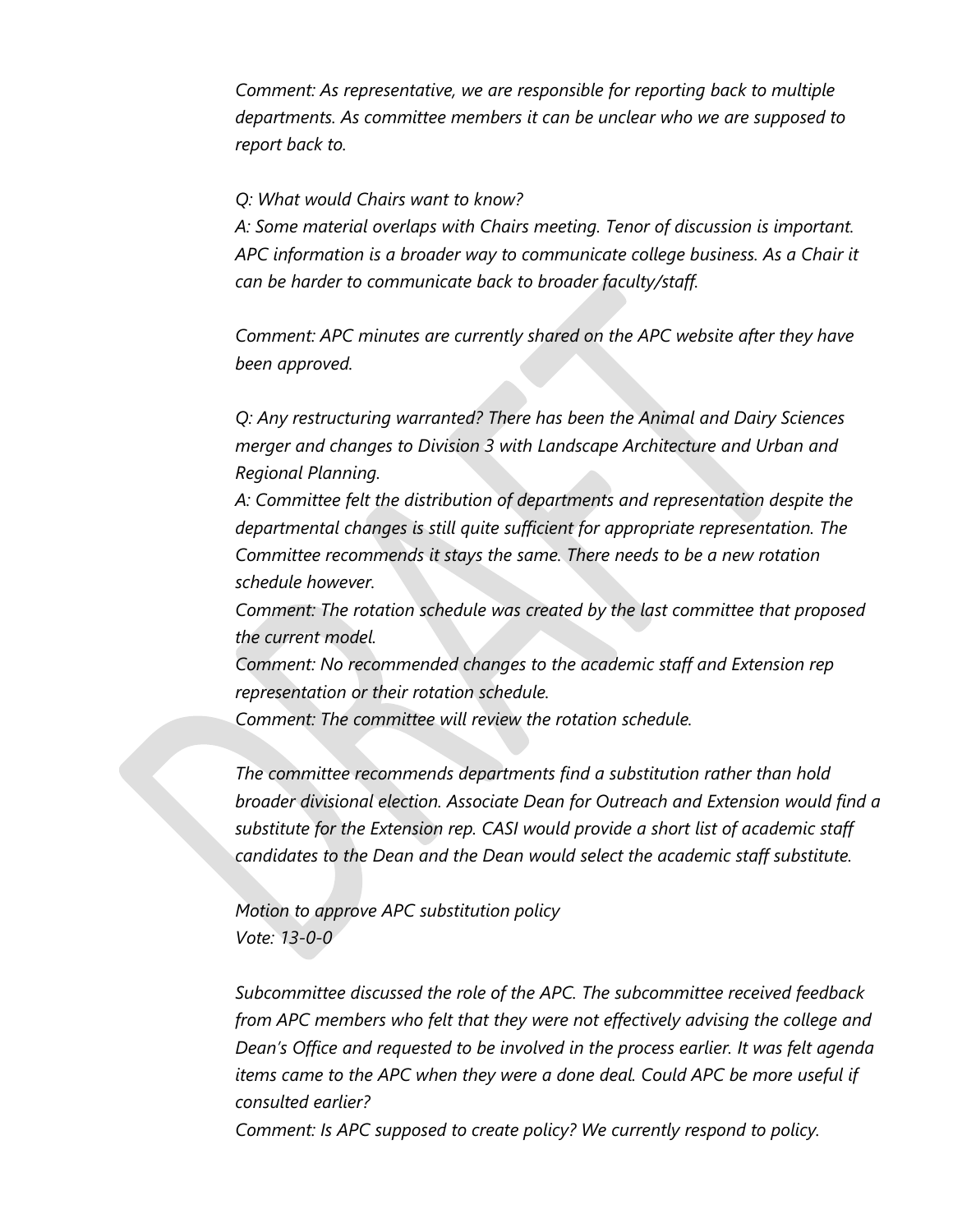*Comment: As representative, we are responsible for reporting back to multiple departments. As committee members it can be unclear who we are supposed to report back to.*

*Q: What would Chairs want to know?*
*A: Some material overlaps with Chairs meeting. Tenor of discussion is important. APC information is a broader way to communicate college business. As a Chair it can be harder to communicate back to broader faculty/staff.*

*Comment: APC minutes are currently shared on the APC website after they have been approved.*

*Q: Any restructuring warranted? There has been the Animal and Dairy Sciences merger and changes to Division 3 with Landscape Architecture and Urban and Regional Planning.*
*A: Committee felt the distribution of departments and representation despite the departmental changes is still quite sufficient for appropriate representation. The Committee recommends it stays the same. There needs to be a new rotation schedule however.*
*Comment: The rotation schedule was created by the last committee that proposed the current model.*
*Comment: No recommended changes to the academic staff and Extension rep representation or their rotation schedule.*
*Comment: The committee will review the rotation schedule.*

*The committee recommends departments find a substitution rather than hold broader divisional election. Associate Dean for Outreach and Extension would find a substitute for the Extension rep. CASI would provide a short list of academic staff candidates to the Dean and the Dean would select the academic staff substitute.*

*Motion to approve APC substitution policy*
*Vote: 13-0-0*

*Subcommittee discussed the role of the APC. The subcommittee received feedback from APC members who felt that they were not effectively advising the college and Dean's Office and requested to be involved in the process earlier. It was felt agenda items came to the APC when they were a done deal. Could APC be more useful if consulted earlier?*
*Comment: Is APC supposed to create policy? We currently respond to policy.*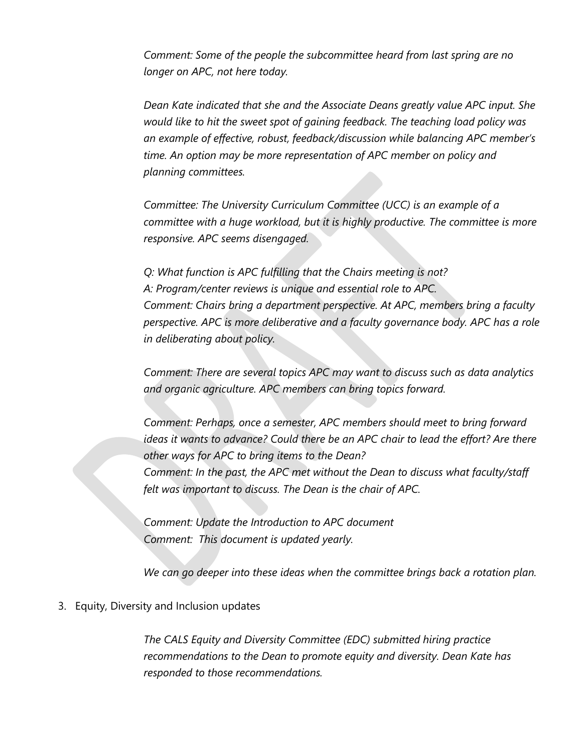*Comment: Some of the people the subcommittee heard from last spring are no longer on APC, not here today.*

*Dean Kate indicated that she and the Associate Deans greatly value APC input. She would like to hit the sweet spot of gaining feedback. The teaching load policy was an example of effective, robust, feedback/discussion while balancing APC member's time. An option may be more representation of APC member on policy and planning committees.*

*Committee: The University Curriculum Committee (UCC) is an example of a committee with a huge workload, but it is highly productive. The committee is more responsive. APC seems disengaged.*

*Q: What function is APC fulfilling that the Chairs meeting is not?*
*A: Program/center reviews is unique and essential role to APC.*
*Comment: Chairs bring a department perspective. At APC, members bring a faculty perspective. APC is more deliberative and a faculty governance body. APC has a role in deliberating about policy.*

*Comment: There are several topics APC may want to discuss such as data analytics and organic agriculture. APC members can bring topics forward.*

*Comment: Perhaps, once a semester, APC members should meet to bring forward ideas it wants to advance? Could there be an APC chair to lead the effort? Are there other ways for APC to bring items to the Dean?*
*Comment: In the past, the APC met without the Dean to discuss what faculty/staff felt was important to discuss. The Dean is the chair of APC.*

*Comment: Update the Introduction to APC document*
*Comment: This document is updated yearly.*

*We can go deeper into these ideas when the committee brings back a rotation plan.*

3. Equity, Diversity and Inclusion updates

*The CALS Equity and Diversity Committee (EDC) submitted hiring practice recommendations to the Dean to promote equity and diversity. Dean Kate has responded to those recommendations.*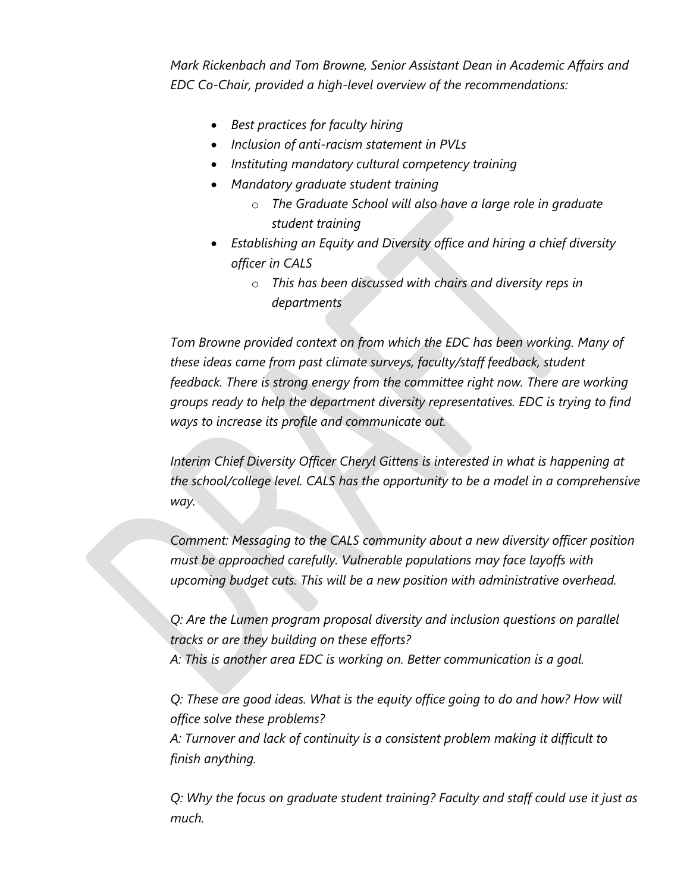*Mark Rickenbach and Tom Browne, Senior Assistant Dean in Academic Affairs and EDC Co-Chair, provided a high-level overview of the recommendations:*

- *Best practices for faculty hiring*
- *Inclusion of anti-racism statement in PVLs*
- *Instituting mandatory cultural competency training*
- *Mandatory graduate student training*
    - *The Graduate School will also have a large role in graduate student training*
- *Establishing an Equity and Diversity office and hiring a chief diversity officer in CALS*
    - *This has been discussed with chairs and diversity reps in departments*

*Tom Browne provided context on from which the EDC has been working. Many of these ideas came from past climate surveys, faculty/staff feedback, student feedback. There is strong energy from the committee right now. There are working groups ready to help the department diversity representatives. EDC is trying to find ways to increase its profile and communicate out.*

*Interim Chief Diversity Officer Cheryl Gittens is interested in what is happening at the school/college level. CALS has the opportunity to be a model in a comprehensive way.*

*Comment: Messaging to the CALS community about a new diversity officer position must be approached carefully. Vulnerable populations may face layoffs with upcoming budget cuts. This will be a new position with administrative overhead.*

*Q: Are the Lumen program proposal diversity and inclusion questions on parallel tracks or are they building on these efforts?*
*A: This is another area EDC is working on. Better communication is a goal.*

*Q: These are good ideas. What is the equity office going to do and how? How will office solve these problems?*
*A: Turnover and lack of continuity is a consistent problem making it difficult to finish anything.*

*Q: Why the focus on graduate student training? Faculty and staff could use it just as much.*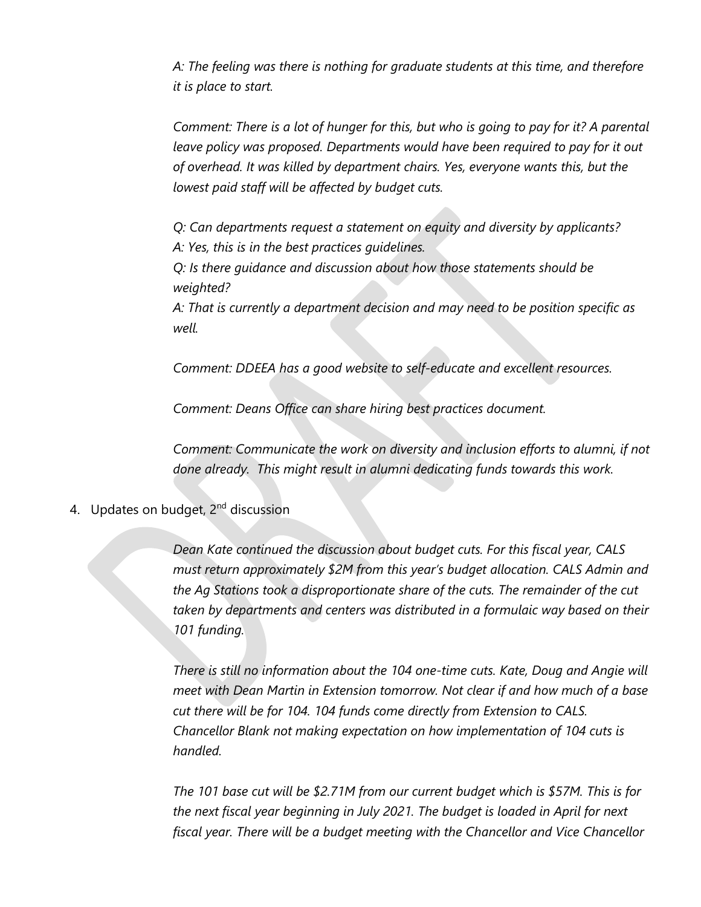*A: The feeling was there is nothing for graduate students at this time, and therefore it is place to start.*

*Comment: There is a lot of hunger for this, but who is going to pay for it? A parental leave policy was proposed. Departments would have been required to pay for it out of overhead. It was killed by department chairs. Yes, everyone wants this, but the lowest paid staff will be affected by budget cuts.*

*Q: Can departments request a statement on equity and diversity by applicants?*
*A: Yes, this is in the best practices guidelines.*
*Q: Is there guidance and discussion about how those statements should be weighted?*
*A: That is currently a department decision and may need to be position specific as well.*

*Comment: DDEEA has a good website to self-educate and excellent resources.*

*Comment: Deans Office can share hiring best practices document.*

*Comment: Communicate the work on diversity and inclusion efforts to alumni, if not done already. This might result in alumni dedicating funds towards this work.*

4. Updates on budget, 2nd discussion

*Dean Kate continued the discussion about budget cuts. For this fiscal year, CALS must return approximately $2M from this year's budget allocation. CALS Admin and the Ag Stations took a disproportionate share of the cuts. The remainder of the cut taken by departments and centers was distributed in a formulaic way based on their 101 funding.*

*There is still no information about the 104 one-time cuts. Kate, Doug and Angie will meet with Dean Martin in Extension tomorrow. Not clear if and how much of a base cut there will be for 104. 104 funds come directly from Extension to CALS. Chancellor Blank not making expectation on how implementation of 104 cuts is handled.*

*The 101 base cut will be $2.71M from our current budget which is $57M. This is for the next fiscal year beginning in July 2021. The budget is loaded in April for next fiscal year. There will be a budget meeting with the Chancellor and Vice Chancellor*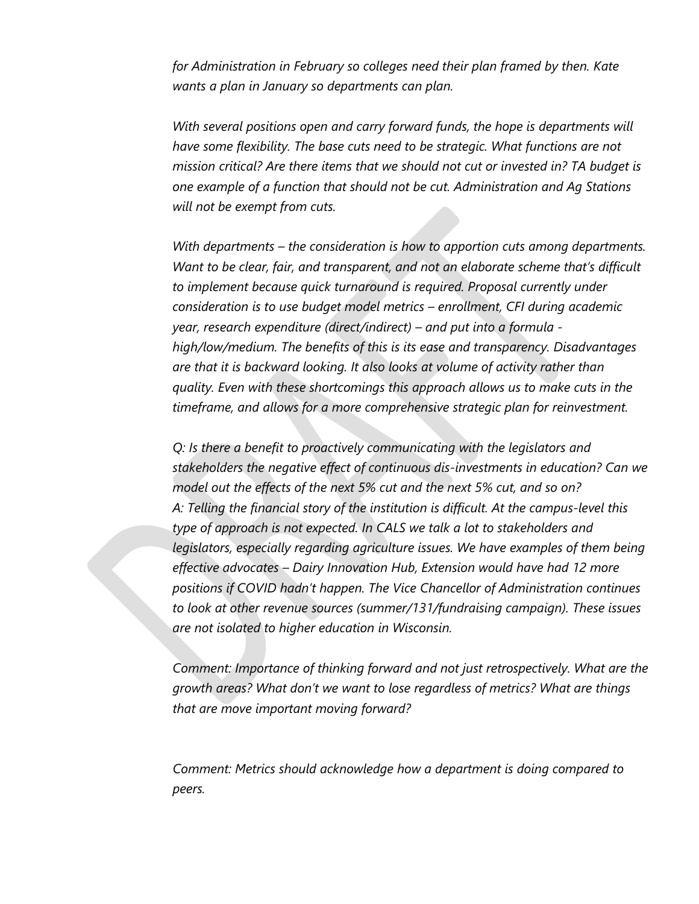*for Administration in February so colleges need their plan framed by then. Kate wants a plan in January so departments can plan.*

*With several positions open and carry forward funds, the hope is departments will have some flexibility. The base cuts need to be strategic. What functions are not mission critical? Are there items that we should not cut or invested in? TA budget is one example of a function that should not be cut. Administration and Ag Stations will not be exempt from cuts.*

*With departments – the consideration is how to apportion cuts among departments. Want to be clear, fair, and transparent, and not an elaborate scheme that's difficult to implement because quick turnaround is required. Proposal currently under consideration is to use budget model metrics – enrollment, CFI during academic year, research expenditure (direct/indirect) – and put into a formula - high/low/medium. The benefits of this is its ease and transparency. Disadvantages are that it is backward looking. It also looks at volume of activity rather than quality. Even with these shortcomings this approach allows us to make cuts in the timeframe, and allows for a more comprehensive strategic plan for reinvestment.*

*Q: Is there a benefit to proactively communicating with the legislators and stakeholders the negative effect of continuous dis-investments in education? Can we model out the effects of the next 5% cut and the next 5% cut, and so on?*
*A: Telling the financial story of the institution is difficult. At the campus-level this type of approach is not expected. In CALS we talk a lot to stakeholders and legislators, especially regarding agriculture issues. We have examples of them being effective advocates – Dairy Innovation Hub, Extension would have had 12 more positions if COVID hadn't happen. The Vice Chancellor of Administration continues to look at other revenue sources (summer/131/fundraising campaign). These issues are not isolated to higher education in Wisconsin.*

*Comment: Importance of thinking forward and not just retrospectively. What are the growth areas? What don't we want to lose regardless of metrics? What are things that are move important moving forward?*

*Comment: Metrics should acknowledge how a department is doing compared to peers.*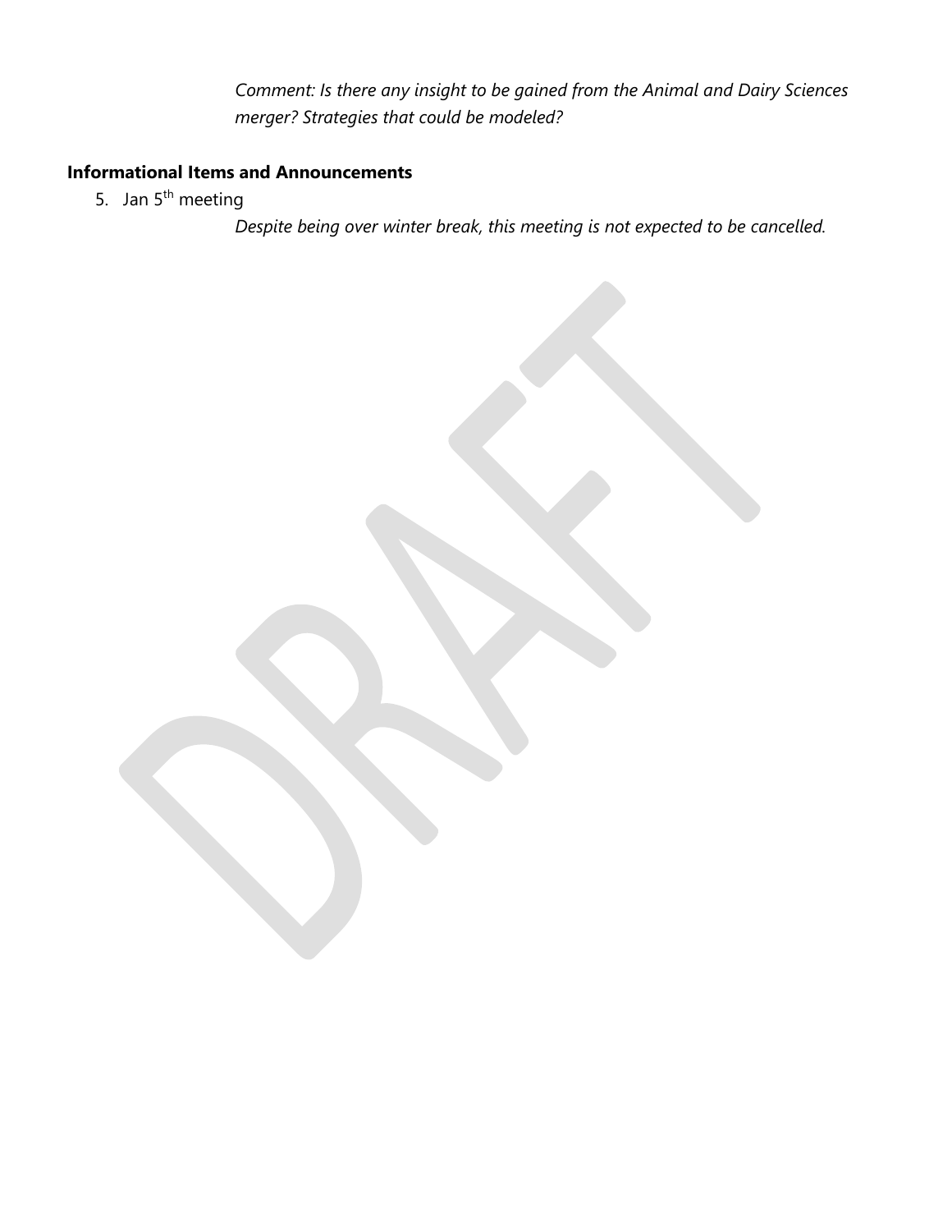*Comment: Is there any insight to be gained from the Animal and Dairy Sciences merger? Strategies that could be modeled?*

**Informational Items and Announcements**

5. Jan 5th meeting

   *Despite being over winter break, this meeting is not expected to be cancelled.*